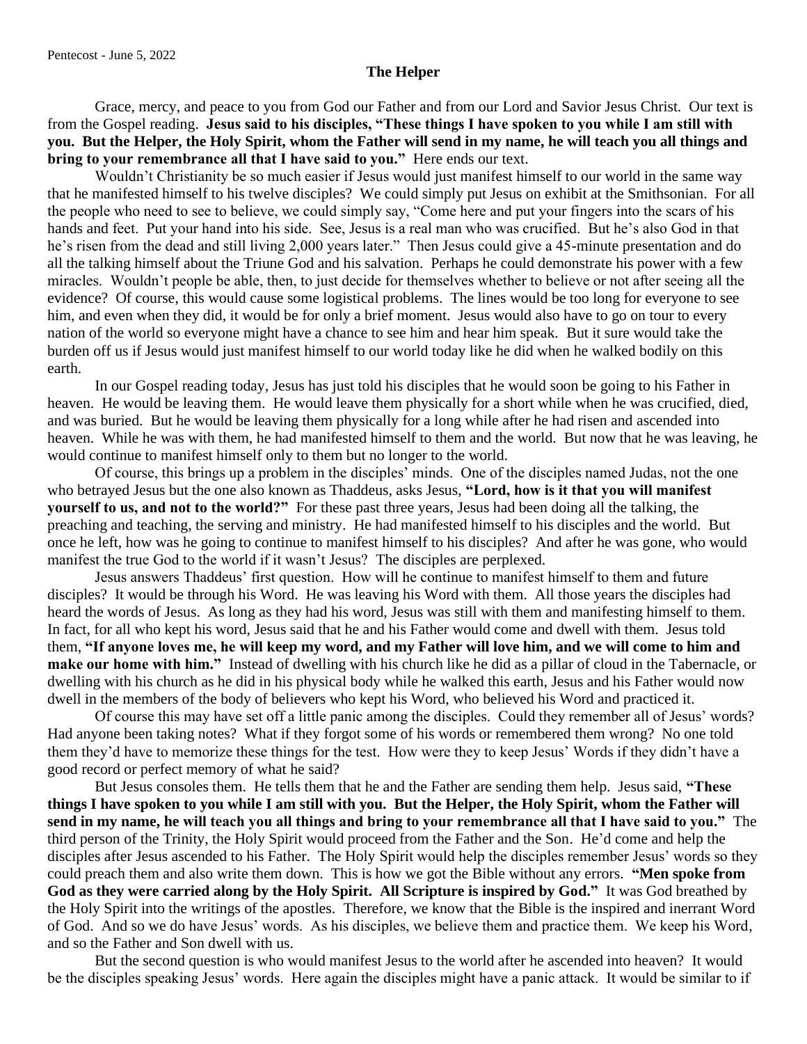Pentecost - June 5, 2022

**The Helper**

Grace, mercy, and peace to you from God our Father and from our Lord and Savior Jesus Christ. Our text is from the Gospel reading. **Jesus said to his disciples, "These things I have spoken to you while I am still with you. But the Helper, the Holy Spirit, whom the Father will send in my name, he will teach you all things and bring to your remembrance all that I have said to you."** Here ends our text.

Wouldn't Christianity be so much easier if Jesus would just manifest himself to our world in the same way that he manifested himself to his twelve disciples? We could simply put Jesus on exhibit at the Smithsonian. For all the people who need to see to believe, we could simply say, "Come here and put your fingers into the scars of his hands and feet. Put your hand into his side. See, Jesus is a real man who was crucified. But he's also God in that he's risen from the dead and still living 2,000 years later." Then Jesus could give a 45-minute presentation and do all the talking himself about the Triune God and his salvation. Perhaps he could demonstrate his power with a few miracles. Wouldn't people be able, then, to just decide for themselves whether to believe or not after seeing all the evidence? Of course, this would cause some logistical problems. The lines would be too long for everyone to see him, and even when they did, it would be for only a brief moment. Jesus would also have to go on tour to every nation of the world so everyone might have a chance to see him and hear him speak. But it sure would take the burden off us if Jesus would just manifest himself to our world today like he did when he walked bodily on this earth.

In our Gospel reading today, Jesus has just told his disciples that he would soon be going to his Father in heaven. He would be leaving them. He would leave them physically for a short while when he was crucified, died, and was buried. But he would be leaving them physically for a long while after he had risen and ascended into heaven. While he was with them, he had manifested himself to them and the world. But now that he was leaving, he would continue to manifest himself only to them but no longer to the world.

Of course, this brings up a problem in the disciples' minds. One of the disciples named Judas, not the one who betrayed Jesus but the one also known as Thaddeus, asks Jesus, **"Lord, how is it that you will manifest yourself to us, and not to the world?"** For these past three years, Jesus had been doing all the talking, the preaching and teaching, the serving and ministry. He had manifested himself to his disciples and the world. But once he left, how was he going to continue to manifest himself to his disciples? And after he was gone, who would manifest the true God to the world if it wasn't Jesus? The disciples are perplexed.

Jesus answers Thaddeus' first question. How will he continue to manifest himself to them and future disciples? It would be through his Word. He was leaving his Word with them. All those years the disciples had heard the words of Jesus. As long as they had his word, Jesus was still with them and manifesting himself to them. In fact, for all who kept his word, Jesus said that he and his Father would come and dwell with them. Jesus told them, **"If anyone loves me, he will keep my word, and my Father will love him, and we will come to him and make our home with him."** Instead of dwelling with his church like he did as a pillar of cloud in the Tabernacle, or dwelling with his church as he did in his physical body while he walked this earth, Jesus and his Father would now dwell in the members of the body of believers who kept his Word, who believed his Word and practiced it.

Of course this may have set off a little panic among the disciples. Could they remember all of Jesus' words? Had anyone been taking notes? What if they forgot some of his words or remembered them wrong? No one told them they'd have to memorize these things for the test. How were they to keep Jesus' Words if they didn't have a good record or perfect memory of what he said?

But Jesus consoles them. He tells them that he and the Father are sending them help. Jesus said, **"These things I have spoken to you while I am still with you. But the Helper, the Holy Spirit, whom the Father will send in my name, he will teach you all things and bring to your remembrance all that I have said to you."** The third person of the Trinity, the Holy Spirit would proceed from the Father and the Son. He'd come and help the disciples after Jesus ascended to his Father. The Holy Spirit would help the disciples remember Jesus' words so they could preach them and also write them down. This is how we got the Bible without any errors. **"Men spoke from God as they were carried along by the Holy Spirit. All Scripture is inspired by God."** It was God breathed by the Holy Spirit into the writings of the apostles. Therefore, we know that the Bible is the inspired and inerrant Word of God. And so we do have Jesus' words. As his disciples, we believe them and practice them. We keep his Word, and so the Father and Son dwell with us.

But the second question is who would manifest Jesus to the world after he ascended into heaven? It would be the disciples speaking Jesus' words. Here again the disciples might have a panic attack. It would be similar to if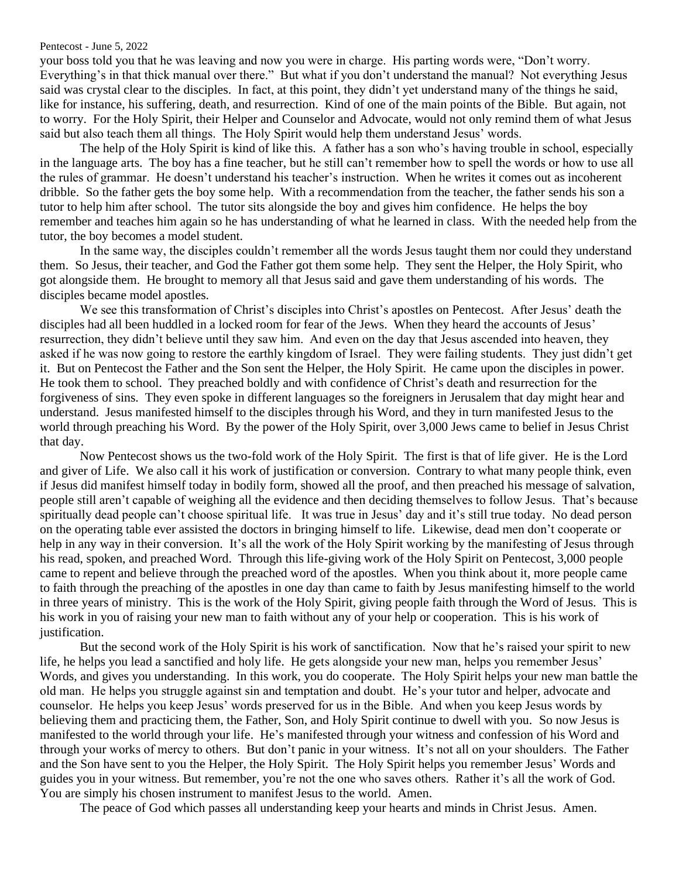your boss told you that he was leaving and now you were in charge. His parting words were, "Don't worry. Everything's in that thick manual over there." But what if you don't understand the manual? Not everything Jesus said was crystal clear to the disciples. In fact, at this point, they didn't yet understand many of the things he said, like for instance, his suffering, death, and resurrection. Kind of one of the main points of the Bible. But again, not to worry. For the Holy Spirit, their Helper and Counselor and Advocate, would not only remind them of what Jesus said but also teach them all things. The Holy Spirit would help them understand Jesus' words.

The help of the Holy Spirit is kind of like this. A father has a son who's having trouble in school, especially in the language arts. The boy has a fine teacher, but he still can't remember how to spell the words or how to use all the rules of grammar. He doesn't understand his teacher's instruction. When he writes it comes out as incoherent dribble. So the father gets the boy some help. With a recommendation from the teacher, the father sends his son a tutor to help him after school. The tutor sits alongside the boy and gives him confidence. He helps the boy remember and teaches him again so he has understanding of what he learned in class. With the needed help from the tutor, the boy becomes a model student.

In the same way, the disciples couldn't remember all the words Jesus taught them nor could they understand them. So Jesus, their teacher, and God the Father got them some help. They sent the Helper, the Holy Spirit, who got alongside them. He brought to memory all that Jesus said and gave them understanding of his words. The disciples became model apostles.

We see this transformation of Christ's disciples into Christ's apostles on Pentecost. After Jesus' death the disciples had all been huddled in a locked room for fear of the Jews. When they heard the accounts of Jesus' resurrection, they didn't believe until they saw him. And even on the day that Jesus ascended into heaven, they asked if he was now going to restore the earthly kingdom of Israel. They were failing students. They just didn't get it. But on Pentecost the Father and the Son sent the Helper, the Holy Spirit. He came upon the disciples in power. He took them to school. They preached boldly and with confidence of Christ's death and resurrection for the forgiveness of sins. They even spoke in different languages so the foreigners in Jerusalem that day might hear and understand. Jesus manifested himself to the disciples through his Word, and they in turn manifested Jesus to the world through preaching his Word. By the power of the Holy Spirit, over 3,000 Jews came to belief in Jesus Christ that day.

Now Pentecost shows us the two-fold work of the Holy Spirit. The first is that of life giver. He is the Lord and giver of Life. We also call it his work of justification or conversion. Contrary to what many people think, even if Jesus did manifest himself today in bodily form, showed all the proof, and then preached his message of salvation, people still aren't capable of weighing all the evidence and then deciding themselves to follow Jesus. That's because spiritually dead people can't choose spiritual life. It was true in Jesus' day and it's still true today. No dead person on the operating table ever assisted the doctors in bringing himself to life. Likewise, dead men don't cooperate or help in any way in their conversion. It's all the work of the Holy Spirit working by the manifesting of Jesus through his read, spoken, and preached Word. Through this life-giving work of the Holy Spirit on Pentecost, 3,000 people came to repent and believe through the preached word of the apostles. When you think about it, more people came to faith through the preaching of the apostles in one day than came to faith by Jesus manifesting himself to the world in three years of ministry. This is the work of the Holy Spirit, giving people faith through the Word of Jesus. This is his work in you of raising your new man to faith without any of your help or cooperation. This is his work of justification.

But the second work of the Holy Spirit is his work of sanctification. Now that he's raised your spirit to new life, he helps you lead a sanctified and holy life. He gets alongside your new man, helps you remember Jesus' Words, and gives you understanding. In this work, you do cooperate. The Holy Spirit helps your new man battle the old man. He helps you struggle against sin and temptation and doubt. He's your tutor and helper, advocate and counselor. He helps you keep Jesus' words preserved for us in the Bible. And when you keep Jesus words by believing them and practicing them, the Father, Son, and Holy Spirit continue to dwell with you. So now Jesus is manifested to the world through your life. He's manifested through your witness and confession of his Word and through your works of mercy to others. But don't panic in your witness. It's not all on your shoulders. The Father and the Son have sent to you the Helper, the Holy Spirit. The Holy Spirit helps you remember Jesus' Words and guides you in your witness. But remember, you're not the one who saves others. Rather it's all the work of God. You are simply his chosen instrument to manifest Jesus to the world. Amen.

The peace of God which passes all understanding keep your hearts and minds in Christ Jesus. Amen.